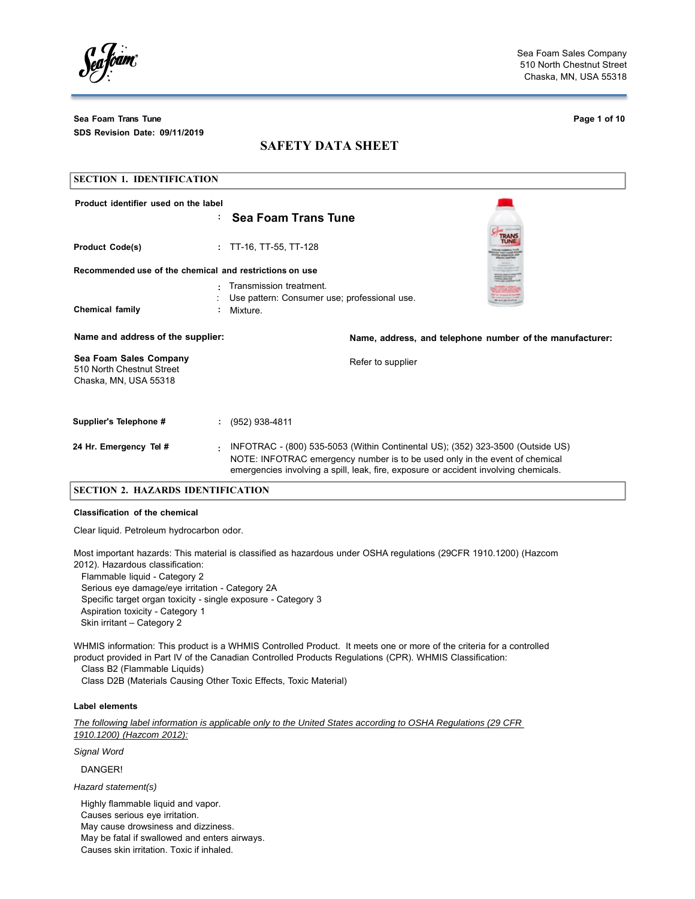Sea Foam Sales Company
510 North Chestnut Street
Chaska, MN, USA 55318

**Sea Foam Trans Tune**
**SDS Revision Date: 09/11/2019**

# SAFETY DATA SHEET

## SECTION 1. IDENTIFICATION

**Product identifier used on the label** : **Sea Foam Trans Tune**

**Product Code(s)** : TT-16, TT-55, TT-128

**Recommended use of the chemical and restrictions on use**
: Transmission treatment.
: Use pattern: Consumer use; professional use.

**Chemical family** : Mixture.

**Name and address of the supplier:**

**Sea Foam Sales Company**
510 North Chestnut Street
Chaska, MN, USA 55318

**Name, address, and telephone number of the manufacturer:**

Refer to supplier

**Supplier's Telephone #** : (952) 938-4811

**24 Hr. Emergency Tel #** : INFOTRAC - (800) 535-5053 (Within Continental US); (352) 323-3500 (Outside US)
NOTE: INFOTRAC emergency number is to be used only in the event of chemical emergencies involving a spill, leak, fire, exposure or accident involving chemicals.

## SECTION 2. HAZARDS IDENTIFICATION

**Classification of the chemical**

Clear liquid. Petroleum hydrocarbon odor.

Most important hazards: This material is classified as hazardous under OSHA regulations (29CFR 1910.1200) (Hazcom 2012). Hazardous classification:
- Flammable liquid - Category 2
- Serious eye damage/eye irritation - Category 2A
- Specific target organ toxicity - single exposure - Category 3
- Aspiration toxicity - Category 1
- Skin irritant – Category 2

WHMIS information: This product is a WHMIS Controlled Product. It meets one or more of the criteria for a controlled product provided in Part IV of the Canadian Controlled Products Regulations (CPR). WHMIS Classification:
- Class B2 (Flammable Liquids)
- Class D2B (Materials Causing Other Toxic Effects, Toxic Material)

**Label elements**

*The following label information is applicable only to the United States according to OSHA Regulations (29 CFR 1910.1200) (Hazcom 2012):*

*Signal Word*

DANGER!

*Hazard statement(s)*

Highly flammable liquid and vapor.
Causes serious eye irritation.
May cause drowsiness and dizziness.
May be fatal if swallowed and enters airways.
Causes skin irritation. Toxic if inhaled.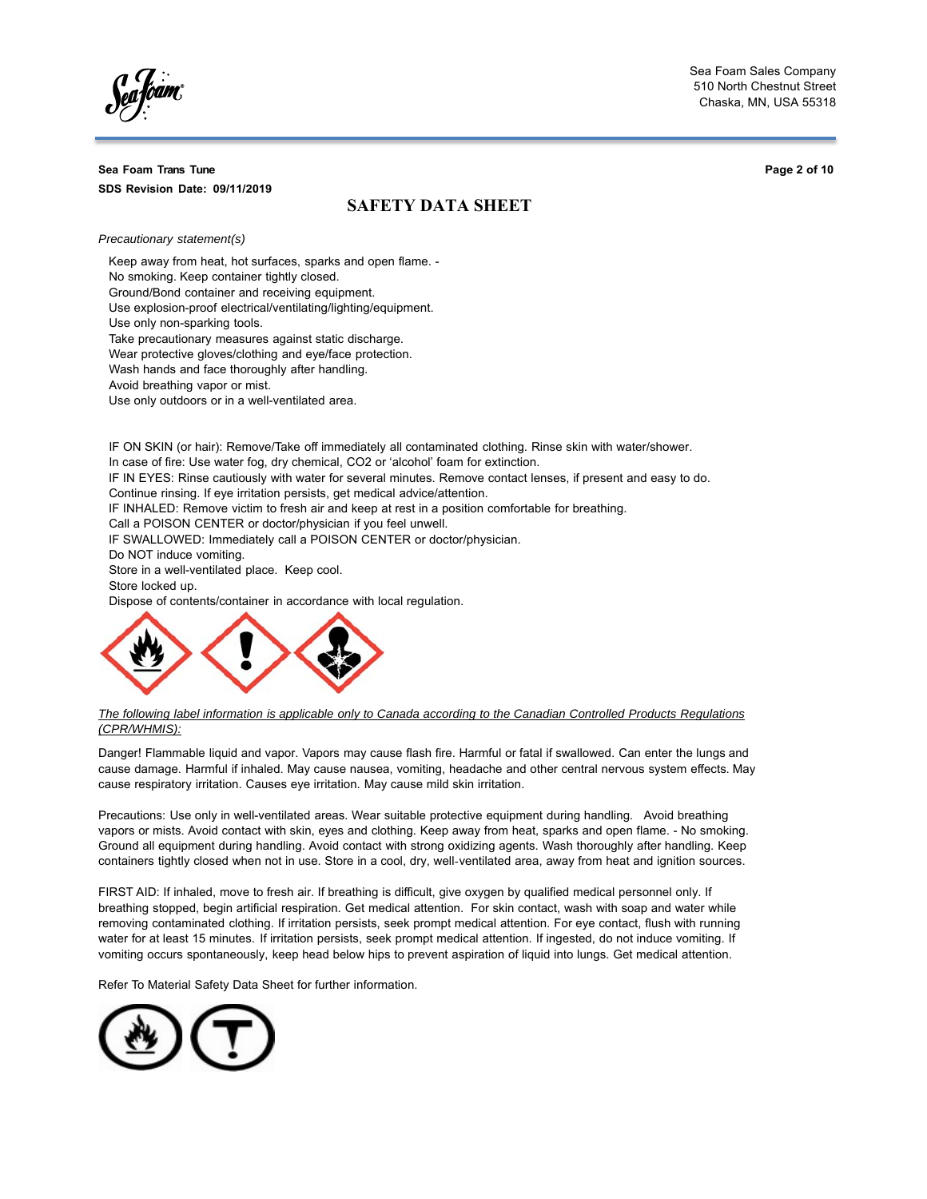**Sea Foam Trans Tune**

**SDS Revision Date: 09/11/2019**

## SAFETY DATA SHEET

*Precautionary statement(s)*

Keep away from heat, hot surfaces, sparks and open flame. -
No smoking. Keep container tightly closed.
Ground/Bond container and receiving equipment.
Use explosion-proof electrical/ventilating/lighting/equipment.
Use only non-sparking tools.
Take precautionary measures against static discharge.
Wear protective gloves/clothing and eye/face protection.
Wash hands and face thoroughly after handling.
Avoid breathing vapor or mist.
Use only outdoors or in a well-ventilated area.

IF ON SKIN (or hair): Remove/Take off immediately all contaminated clothing. Rinse skin with water/shower.
In case of fire: Use water fog, dry chemical, $CO_2$ or 'alcohol' foam for extinction.
IF IN EYES: Rinse cautiously with water for several minutes. Remove contact lenses, if present and easy to do.
Continue rinsing. If eye irritation persists, get medical advice/attention.
IF INHALED: Remove victim to fresh air and keep at rest in a position comfortable for breathing.
Call a POISON CENTER or doctor/physician if you feel unwell.
IF SWALLOWED: Immediately call a POISON CENTER or doctor/physician.
Do NOT induce vomiting.
Store in a well-ventilated place. Keep cool.
Store locked up.
Dispose of contents/container in accordance with local regulation.

*The following label information is applicable only to Canada according to the Canadian Controlled Products Regulations (CPR/WHMIS):*

Danger! Flammable liquid and vapor. Vapors may cause flash fire. Harmful or fatal if swallowed. Can enter the lungs and cause damage. Harmful if inhaled. May cause nausea, vomiting, headache and other central nervous system effects. May cause respiratory irritation. Causes eye irritation. May cause mild skin irritation.

Precautions: Use only in well-ventilated areas. Wear suitable protective equipment during handling. Avoid breathing vapors or mists. Avoid contact with skin, eyes and clothing. Keep away from heat, sparks and open flame. - No smoking. Ground all equipment during handling. Avoid contact with strong oxidizing agents. Wash thoroughly after handling. Keep containers tightly closed when not in use. Store in a cool, dry, well-ventilated area, away from heat and ignition sources.

FIRST AID: If inhaled, move to fresh air. If breathing is difficult, give oxygen by qualified medical personnel only. If breathing stopped, begin artificial respiration. Get medical attention. For skin contact, wash with soap and water while removing contaminated clothing. If irritation persists, seek prompt medical attention. For eye contact, flush with running water for at least 15 minutes. If irritation persists, seek prompt medical attention. If ingested, do not induce vomiting. If vomiting occurs spontaneously, keep head below hips to prevent aspiration of liquid into lungs. Get medical attention.

Refer To Material Safety Data Sheet for further information.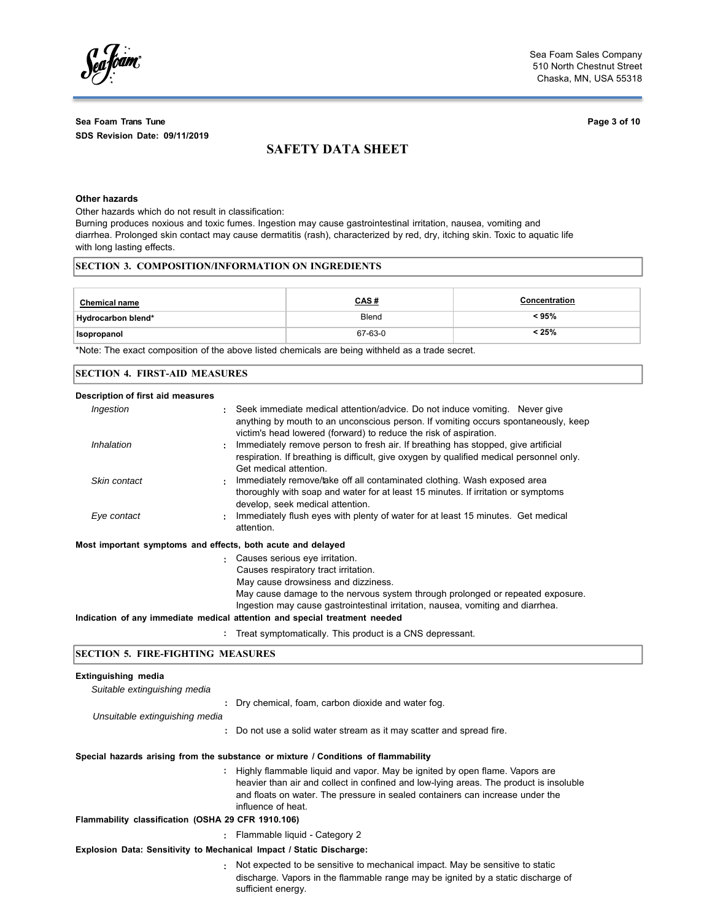**Other hazards**

Other hazards which do not result in classification:
Burning produces noxious and toxic fumes. Ingestion may cause gastrointestinal irritation, nausea, vomiting and diarrhea. Prolonged skin contact may cause dermatitis (rash), characterized by red, dry, itching skin. Toxic to aquatic life with long lasting effects.

## SECTION 3. COMPOSITION/INFORMATION ON INGREDIENTS

| Chemical name | CAS # | Concentration |
|---|---|---|
| Hydrocarbon blend* | Blend | < 95% |
| Isopropanol | 67-63-0 | < 25% |

*Note: The exact composition of the above listed chemicals are being withheld as a trade secret.

## SECTION 4. FIRST-AID MEASURES

**Description of first aid measures**

*Ingestion* : Seek immediate medical attention/advice. Do not induce vomiting. Never give anything by mouth to an unconscious person. If vomiting occurs spontaneously, keep victim's head lowered (forward) to reduce the risk of aspiration.

*Inhalation* : Immediately remove person to fresh air. If breathing has stopped, give artificial respiration. If breathing is difficult, give oxygen by qualified medical personnel only. Get medical attention.

*Skin contact* : Immediately remove/take off all contaminated clothing. Wash exposed area thoroughly with soap and water for at least 15 minutes. If irritation or symptoms develop, seek medical attention.

*Eye contact* : Immediately flush eyes with plenty of water for at least 15 minutes. Get medical attention.

**Most important symptoms and effects, both acute and delayed**

: Causes serious eye irritation.
Causes respiratory tract irritation.
May cause drowsiness and dizziness.
May cause damage to the nervous system through prolonged or repeated exposure.
Ingestion may cause gastrointestinal irritation, nausea, vomiting and diarrhea.

**Indication of any immediate medical attention and special treatment needed**

: Treat symptomatically. This product is a CNS depressant.

## SECTION 5. FIRE-FIGHTING MEASURES

**Extinguishing media**

*Suitable extinguishing media*

: Dry chemical, foam, carbon dioxide and water fog.

*Unsuitable extinguishing media*

: Do not use a solid water stream as it may scatter and spread fire.

**Special hazards arising from the substance or mixture / Conditions of flammability**

: Highly flammable liquid and vapor. May be ignited by open flame. Vapors are heavier than air and collect in confined and low-lying areas. The product is insoluble and floats on water. The pressure in sealed containers can increase under the influence of heat.

**Flammability classification (OSHA 29 CFR 1910.106)**

: Flammable liquid - Category 2

**Explosion Data: Sensitivity to Mechanical Impact / Static Discharge:**

: Not expected to be sensitive to mechanical impact. May be sensitive to static discharge. Vapors in the flammable range may be ignited by a static discharge of sufficient energy.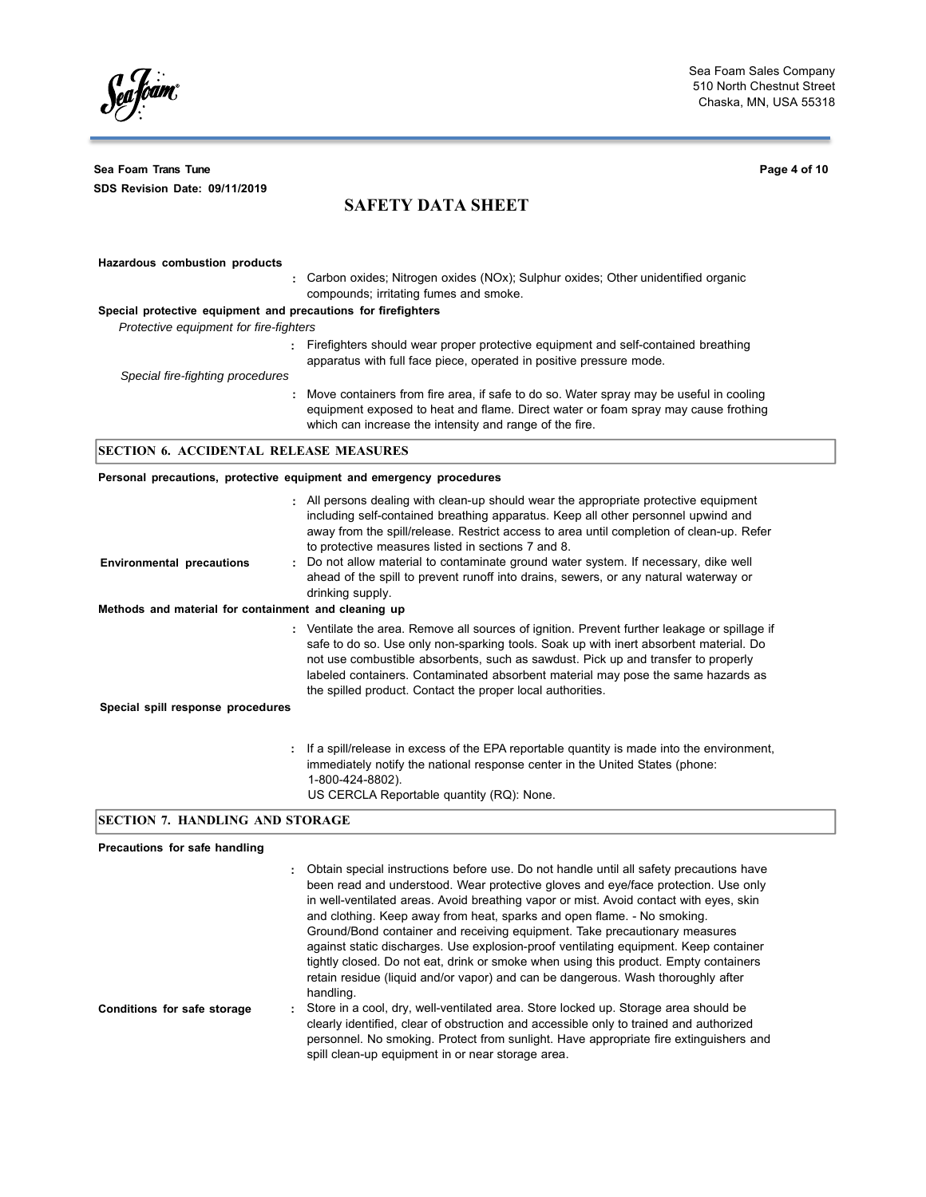**Hazardous combustion products**

: Carbon oxides; Nitrogen oxides (NOx); Sulphur oxides; Other unidentified organic compounds; irritating fumes and smoke.

**Special protective equipment and precautions for firefighters**

*Protective equipment for fire-fighters*

: Firefighters should wear proper protective equipment and self-contained breathing apparatus with full face piece, operated in positive pressure mode.

*Special fire-fighting procedures*

: Move containers from fire area, if safe to do so. Water spray may be useful in cooling equipment exposed to heat and flame. Direct water or foam spray may cause frothing which can increase the intensity and range of the fire.

## SECTION 6. ACCIDENTAL RELEASE MEASURES

**Personal precautions, protective equipment and emergency procedures**

: All persons dealing with clean-up should wear the appropriate protective equipment including self-contained breathing apparatus. Keep all other personnel upwind and away from the spill/release. Restrict access to area until completion of clean-up. Refer to protective measures listed in sections 7 and 8.

**Environmental precautions** : Do not allow material to contaminate ground water system. If necessary, dike well ahead of the spill to prevent runoff into drains, sewers, or any natural waterway or drinking supply.

**Methods and material for containment and cleaning up**

: Ventilate the area. Remove all sources of ignition. Prevent further leakage or spillage if safe to do so. Use only non-sparking tools. Soak up with inert absorbent material. Do not use combustible absorbents, such as sawdust. Pick up and transfer to properly labeled containers. Contaminated absorbent material may pose the same hazards as the spilled product. Contact the proper local authorities.

**Special spill response procedures**

: If a spill/release in excess of the EPA reportable quantity is made into the environment, immediately notify the national response center in the United States (phone: 1-800-424-8802).
US CERCLA Reportable quantity (RQ): None.

## SECTION 7. HANDLING AND STORAGE

**Precautions for safe handling**

: Obtain special instructions before use. Do not handle until all safety precautions have been read and understood. Wear protective gloves and eye/face protection. Use only in well-ventilated areas. Avoid breathing vapor or mist. Avoid contact with eyes, skin and clothing. Keep away from heat, sparks and open flame. - No smoking. Ground/Bond container and receiving equipment. Take precautionary measures against static discharges. Use explosion-proof ventilating equipment. Keep container tightly closed. Do not eat, drink or smoke when using this product. Empty containers retain residue (liquid and/or vapor) and can be dangerous. Wash thoroughly after handling.

**Conditions for safe storage** : Store in a cool, dry, well-ventilated area. Store locked up. Storage area should be clearly identified, clear of obstruction and accessible only to trained and authorized personnel. No smoking. Protect from sunlight. Have appropriate fire extinguishers and spill clean-up equipment in or near storage area.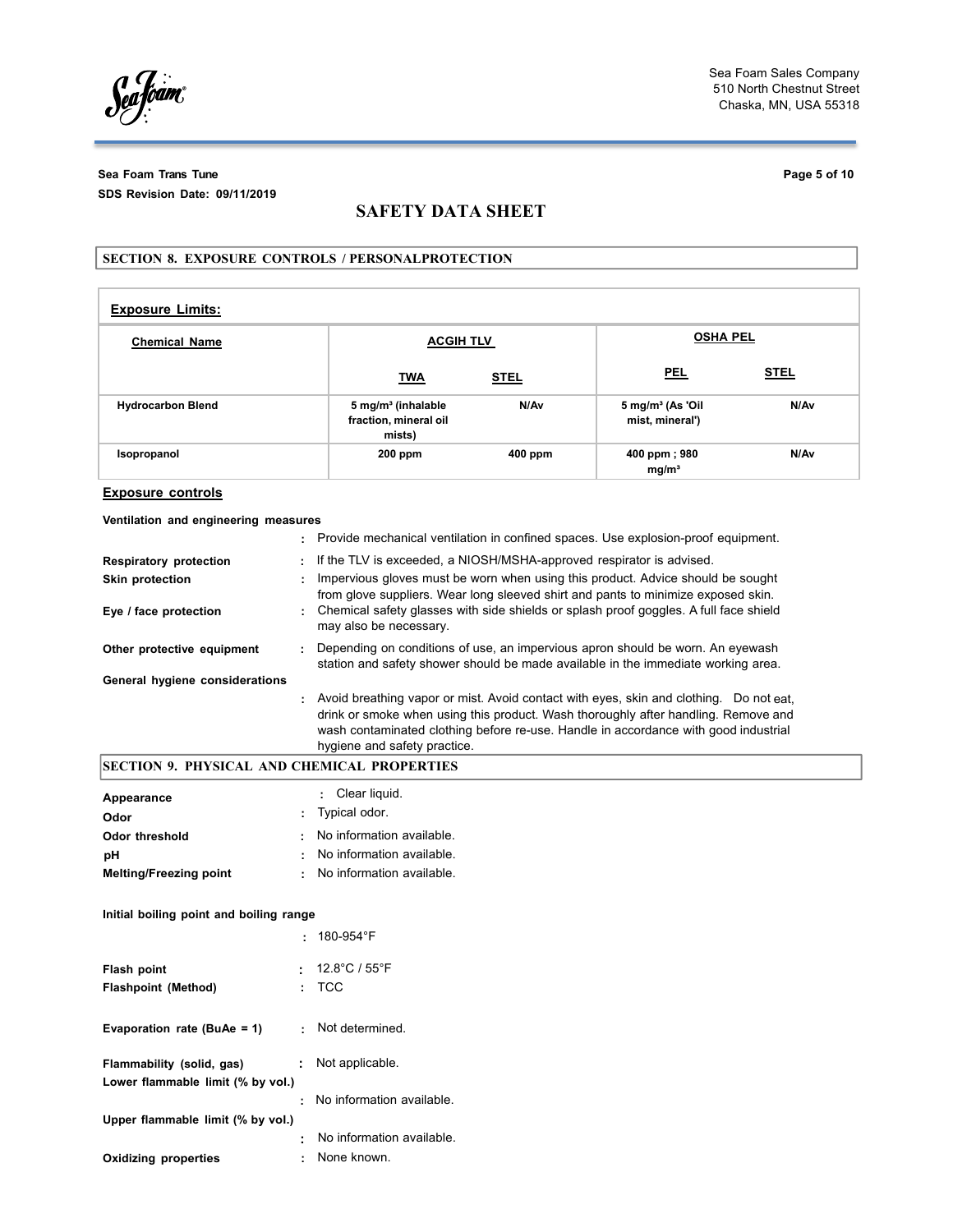## SECTION 8. EXPOSURE CONTROLS / PERSONALPROTECTION

### Exposure Limits:

| Chemical Name | ACGIH TLV | | OSHA PEL | |
|---|---|---|---|---|
| | TWA | STEL | PEL | STEL |
| Hydrocarbon Blend | 5 mg/m³ (inhalable fraction, mineral oil mists) | N/Av | 5 mg/m³ (As 'Oil mist, mineral') | N/Av |
| Isopropanol | 200 ppm | 400 ppm | 400 ppm ; 980 mg/m³ | N/Av |

### Exposure controls

**Ventilation and engineering measures**

: Provide mechanical ventilation in confined spaces. Use explosion-proof equipment.

**Respiratory protection** : If the TLV is exceeded, a NIOSH/MSHA-approved respirator is advised.

**Skin protection** : Impervious gloves must be worn when using this product. Advice should be sought from glove suppliers. Wear long sleeved shirt and pants to minimize exposed skin.

**Eye / face protection** : Chemical safety glasses with side shields or splash proof goggles. A full face shield may also be necessary.

**Other protective equipment** : Depending on conditions of use, an impervious apron should be worn. An eyewash station and safety shower should be made available in the immediate working area.

**General hygiene considerations**

: Avoid breathing vapor or mist. Avoid contact with eyes, skin and clothing. Do not eat, drink or smoke when using this product. Wash thoroughly after handling. Remove and wash contaminated clothing before re-use. Handle in accordance with good industrial hygiene and safety practice.

## SECTION 9. PHYSICAL AND CHEMICAL PROPERTIES

**Appearance** : Clear liquid.

**Odor** : Typical odor.

**Odor threshold** : No information available.

**pH** : No information available.

**Melting/Freezing point** : No information available.

**Initial boiling point and boiling range**

: 180-954°F

**Flash point** : 12.8°C / 55°F

**Flashpoint (Method)** : TCC

**Evaporation rate (BuAe = 1)** : Not determined.

**Flammability (solid, gas)** : Not applicable.

**Lower flammable limit (% by vol.)**

: No information available.

**Upper flammable limit (% by vol.)**

: No information available.

**Oxidizing properties** : None known.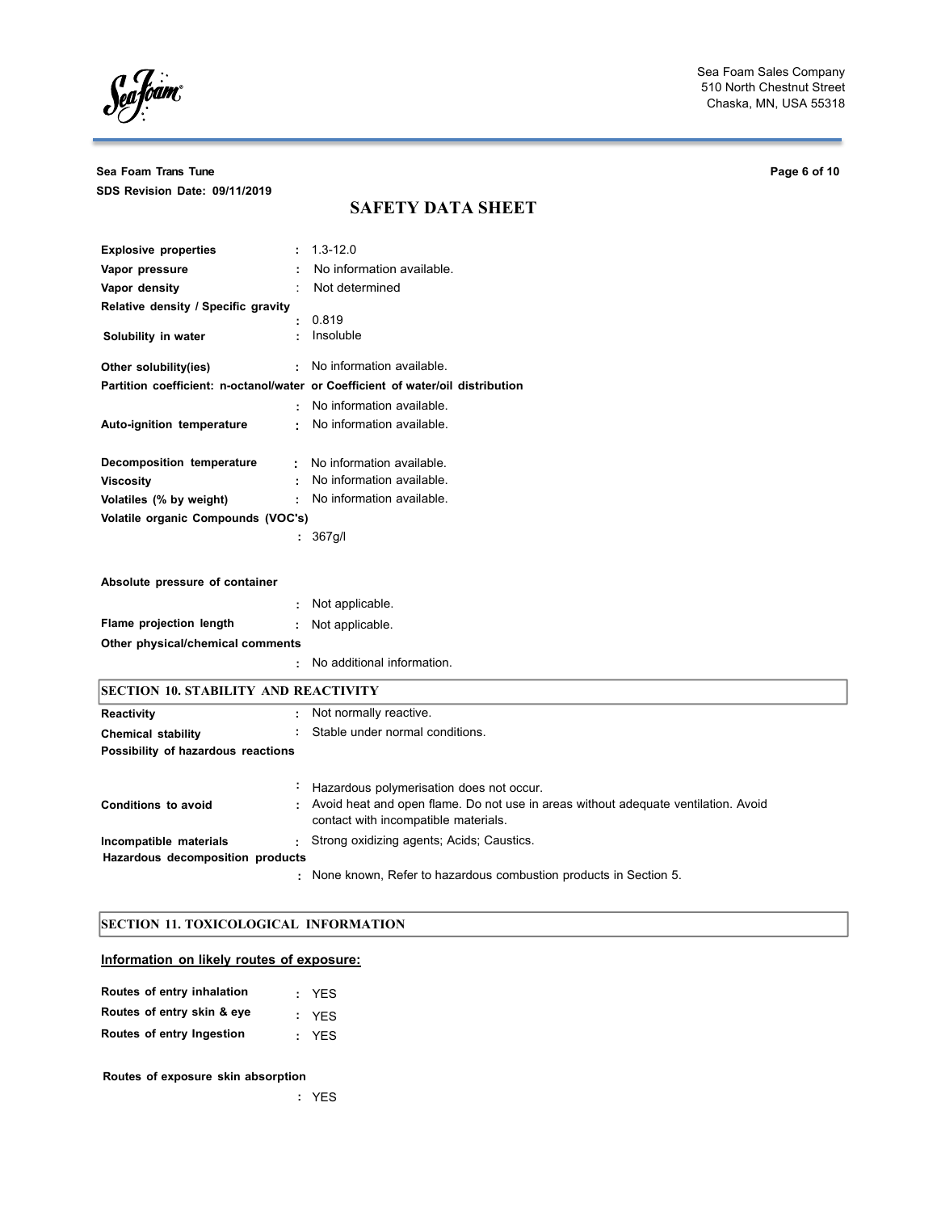| | | |
|---|---|---|
| **Explosive properties** | : | 1.3-12.0 |
| **Vapor pressure** | : | No information available. |
| **Vapor density** | : | Not determined |
| **Relative density / Specific gravity** | : | 0.819 |
| **Solubility in water** | : | Insoluble |
| **Other solubility(ies)** | : | No information available. |
| **Partition coefficient: n-octanol/water or Coefficient of water/oil distribution** | : | No information available. |
| **Auto-ignition temperature** | : | No information available. |
| **Decomposition temperature** | : | No information available. |
| **Viscosity** | : | No information available. |
| **Volatiles (% by weight)** | : | No information available. |
| **Volatile organic Compounds (VOC's)** | : | 367g/l |
| **Absolute pressure of container** | : | Not applicable. |
| **Flame projection length** | : | Not applicable. |
| **Other physical/chemical comments** | : | No additional information. |

## SECTION 10. STABILITY AND REACTIVITY

| | | |
|---|---|---|
| **Reactivity** | : | Not normally reactive. |
| **Chemical stability** | : | Stable under normal conditions. |
| **Possibility of hazardous reactions** | : | Hazardous polymerisation does not occur. |
| **Conditions to avoid** | : | Avoid heat and open flame. Do not use in areas without adequate ventilation. Avoid contact with incompatible materials. |
| **Incompatible materials** | : | Strong oxidizing agents; Acids; Caustics. |
| **Hazardous decomposition products** | : | None known, Refer to hazardous combustion products in Section 5. |

## SECTION 11. TOXICOLOGICAL INFORMATION

**Information on likely routes of exposure:**

| | | |
|---|---|---|
| **Routes of entry inhalation** | : | YES |
| **Routes of entry skin & eye** | : | YES |
| **Routes of entry Ingestion** | : | YES |
| **Routes of exposure skin absorption** | : | YES |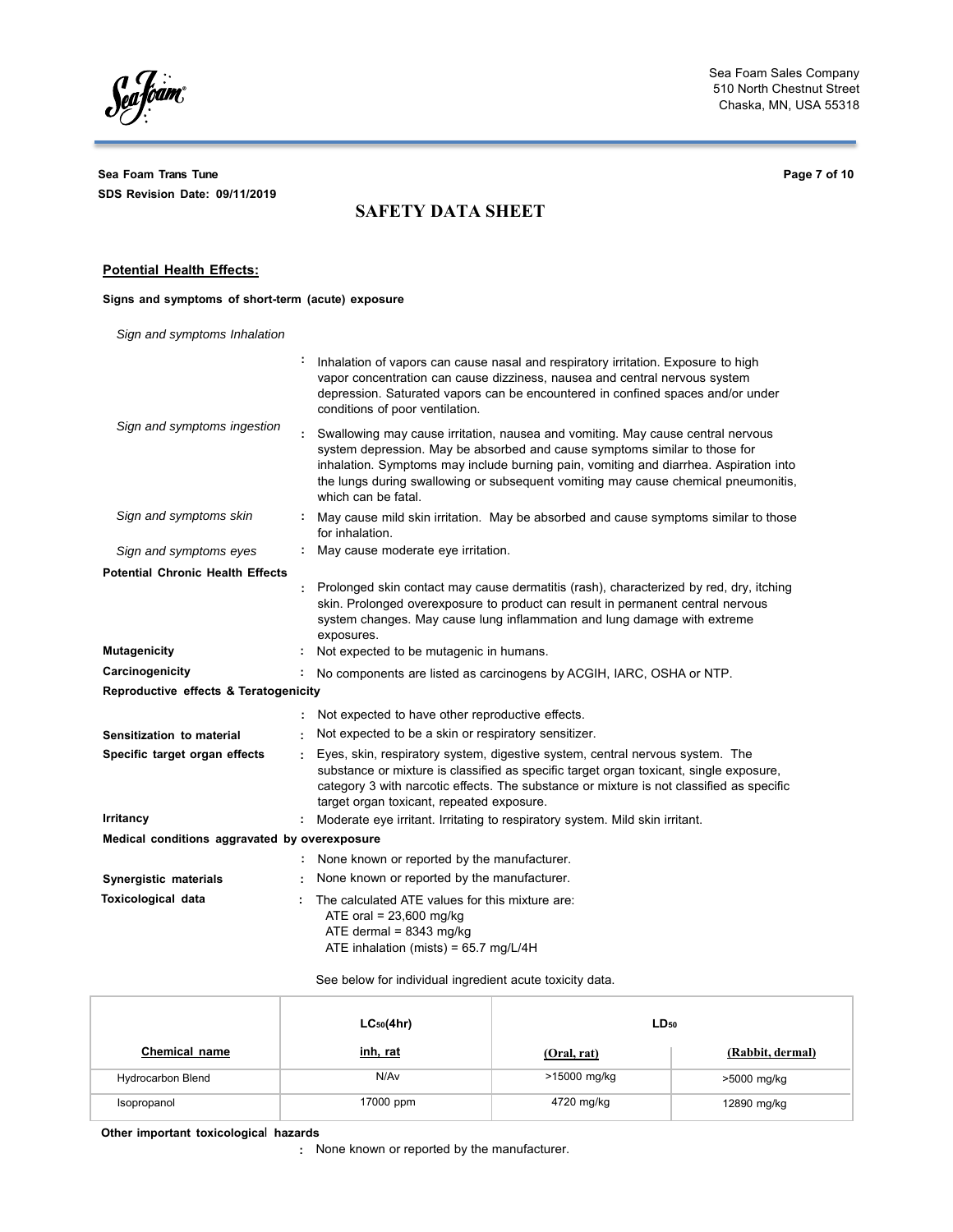### Potential Health Effects:

**Signs and symptoms of short-term (acute) exposure**

*Sign and symptoms Inhalation*
: Inhalation of vapors can cause nasal and respiratory irritation. Exposure to high vapor concentration can cause dizziness, nausea and central nervous system depression. Saturated vapors can be encountered in confined spaces and/or under conditions of poor ventilation.

*Sign and symptoms ingestion*
: Swallowing may cause irritation, nausea and vomiting. May cause central nervous system depression. May be absorbed and cause symptoms similar to those for inhalation. Symptoms may include burning pain, vomiting and diarrhea. Aspiration into the lungs during swallowing or subsequent vomiting may cause chemical pneumonitis, which can be fatal.

*Sign and symptoms skin*
: May cause mild skin irritation. May be absorbed and cause symptoms similar to those for inhalation.

*Sign and symptoms eyes*
: May cause moderate eye irritation.

**Potential Chronic Health Effects**
: Prolonged skin contact may cause dermatitis (rash), characterized by red, dry, itching skin. Prolonged overexposure to product can result in permanent central nervous system changes. May cause lung inflammation and lung damage with extreme exposures.

**Mutagenicity**
: Not expected to be mutagenic in humans.

**Carcinogenicity**
: No components are listed as carcinogens by ACGIH, IARC, OSHA or NTP.

**Reproductive effects & Teratogenicity**
: Not expected to have other reproductive effects.

**Sensitization to material**
: Not expected to be a skin or respiratory sensitizer.

**Specific target organ effects**
: Eyes, skin, respiratory system, digestive system, central nervous system. The substance or mixture is classified as specific target organ toxicant, single exposure, category 3 with narcotic effects. The substance or mixture is not classified as specific target organ toxicant, repeated exposure.

**Irritancy**
: Moderate eye irritant. Irritating to respiratory system. Mild skin irritant.

**Medical conditions aggravated by overexposure**
: None known or reported by the manufacturer.

**Synergistic materials**
: None known or reported by the manufacturer.

**Toxicological data**
: The calculated ATE values for this mixture are:
ATE oral = 23,600 mg/kg
ATE dermal = 8343 mg/kg
ATE inhalation (mists) = 65.7 mg/L/4H

See below for individual ingredient acute toxicity data.

| | $LC_{50}$(4hr) | $LD_{50}$ | |
|---|---|---|---|
| **Chemical name** | **inh, rat** | **(Oral, rat)** | **(Rabbit, dermal)** |
| Hydrocarbon Blend | N/Av | >15000 mg/kg | >5000 mg/kg |
| Isopropanol | 17000 ppm | 4720 mg/kg | 12890 mg/kg |

**Other important toxicological hazards**
: None known or reported by the manufacturer.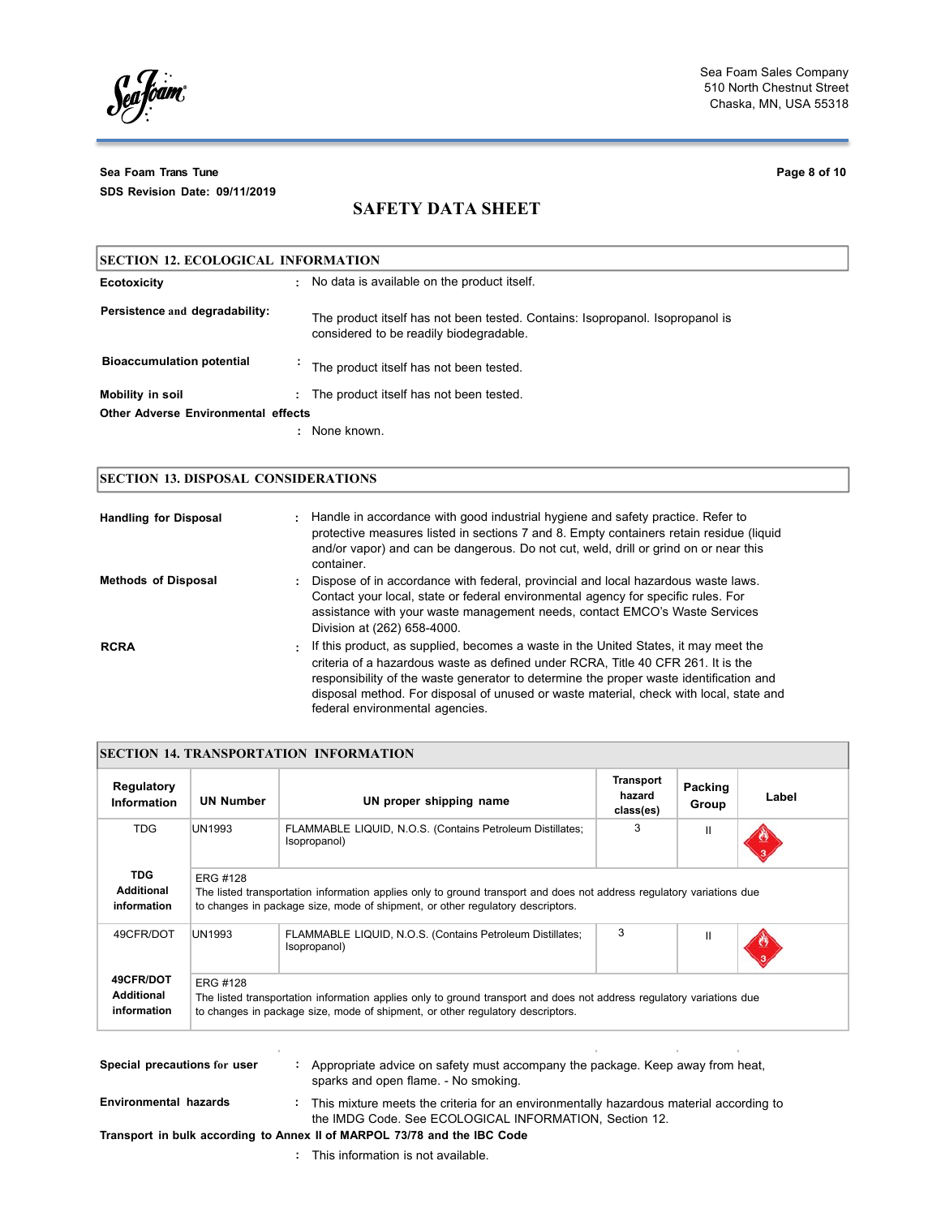## SECTION 12. ECOLOGICAL INFORMATION

**Ecotoxicity** : No data is available on the product itself.

**Persistence and degradability:** The product itself has not been tested. Contains: Isopropanol. Isopropanol is considered to be readily biodegradable.

**Bioaccumulation potential** : The product itself has not been tested.

**Mobility in soil** : The product itself has not been tested.

**Other Adverse Environmental effects**

: None known.

## SECTION 13. DISPOSAL CONSIDERATIONS

**Handling for Disposal** : Handle in accordance with good industrial hygiene and safety practice. Refer to protective measures listed in sections 7 and 8. Empty containers retain residue (liquid and/or vapor) and can be dangerous. Do not cut, weld, drill or grind on or near this container.

**Methods of Disposal** : Dispose of in accordance with federal, provincial and local hazardous waste laws. Contact your local, state or federal environmental agency for specific rules. For assistance with your waste management needs, contact EMCO's Waste Services Division at (262) 658-4000.

**RCRA** : If this product, as supplied, becomes a waste in the United States, it may meet the criteria of a hazardous waste as defined under RCRA, Title 40 CFR 261. It is the responsibility of the waste generator to determine the proper waste identification and disposal method. For disposal of unused or waste material, check with local, state and federal environmental agencies.

## SECTION 14. TRANSPORTATION INFORMATION

| Regulatory Information | UN Number | UN proper shipping name | Transport hazard class(es) | Packing Group | Label |
|---|---|---|---|---|---|
| TDG | UN1993 | FLAMMABLE LIQUID, N.O.S. (Contains Petroleum Distillates; Isopropanol) | 3 | II | |
| **TDG Additional information** | ERG #128<br>The listed transportation information applies only to ground transport and does not address regulatory variations due to changes in package size, mode of shipment, or other regulatory descriptors. | | | | |
| 49CFR/DOT | UN1993 | FLAMMABLE LIQUID, N.O.S. (Contains Petroleum Distillates; Isopropanol) | 3 | II | |
| **49CFR/DOT Additional information** | ERG #128<br>The listed transportation information applies only to ground transport and does not address regulatory variations due to changes in package size, mode of shipment, or other regulatory descriptors. | | | | |

**Special precautions for user** : Appropriate advice on safety must accompany the package. Keep away from heat, sparks and open flame. - No smoking.

**Environmental hazards** : This mixture meets the criteria for an environmentally hazardous material according to the IMDG Code. See ECOLOGICAL INFORMATION, Section 12.

**Transport in bulk according to Annex II of MARPOL 73/78 and the IBC Code**

: This information is not available.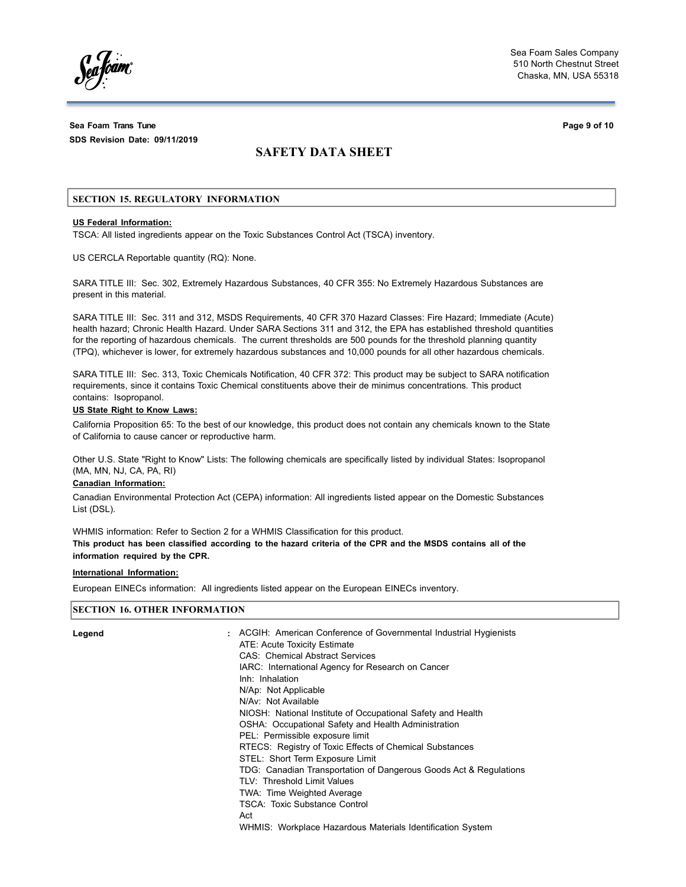## SECTION 15. REGULATORY INFORMATION

**US Federal Information:**

TSCA: All listed ingredients appear on the Toxic Substances Control Act (TSCA) inventory.

US CERCLA Reportable quantity (RQ): None.

SARA TITLE III: Sec. 302, Extremely Hazardous Substances, 40 CFR 355: No Extremely Hazardous Substances are present in this material.

SARA TITLE III: Sec. 311 and 312, MSDS Requirements, 40 CFR 370 Hazard Classes: Fire Hazard; Immediate (Acute) health hazard; Chronic Health Hazard. Under SARA Sections 311 and 312, the EPA has established threshold quantities for the reporting of hazardous chemicals. The current thresholds are 500 pounds for the threshold planning quantity (TPQ), whichever is lower, for extremely hazardous substances and 10,000 pounds for all other hazardous chemicals.

SARA TITLE III: Sec. 313, Toxic Chemicals Notification, 40 CFR 372: This product may be subject to SARA notification requirements, since it contains Toxic Chemical constituents above their de minimus concentrations. This product contains: Isopropanol.

**US State Right to Know Laws:**

California Proposition 65: To the best of our knowledge, this product does not contain any chemicals known to the State of California to cause cancer or reproductive harm.

Other U.S. State "Right to Know" Lists: The following chemicals are specifically listed by individual States: Isopropanol (MA, MN, NJ, CA, PA, RI)

**Canadian Information:**

Canadian Environmental Protection Act (CEPA) information: All ingredients listed appear on the Domestic Substances List (DSL).

WHMIS information: Refer to Section 2 for a WHMIS Classification for this product.

**This product has been classified according to the hazard criteria of the CPR and the MSDS contains all of the information required by the CPR.**

**International Information:**

European EINECs information: All ingredients listed appear on the European EINECs inventory.

## SECTION 16. OTHER INFORMATION

**Legend** :

ACGIH: American Conference of Governmental Industrial Hygienists
ATE: Acute Toxicity Estimate
CAS: Chemical Abstract Services
IARC: International Agency for Research on Cancer
Inh: Inhalation
N/Ap: Not Applicable
N/Av: Not Available
NIOSH: National Institute of Occupational Safety and Health
OSHA: Occupational Safety and Health Administration
PEL: Permissible exposure limit
RTECS: Registry of Toxic Effects of Chemical Substances
STEL: Short Term Exposure Limit
TDG: Canadian Transportation of Dangerous Goods Act & Regulations
TLV: Threshold Limit Values
TWA: Time Weighted Average
TSCA: Toxic Substance Control Act
WHMIS: Workplace Hazardous Materials Identification System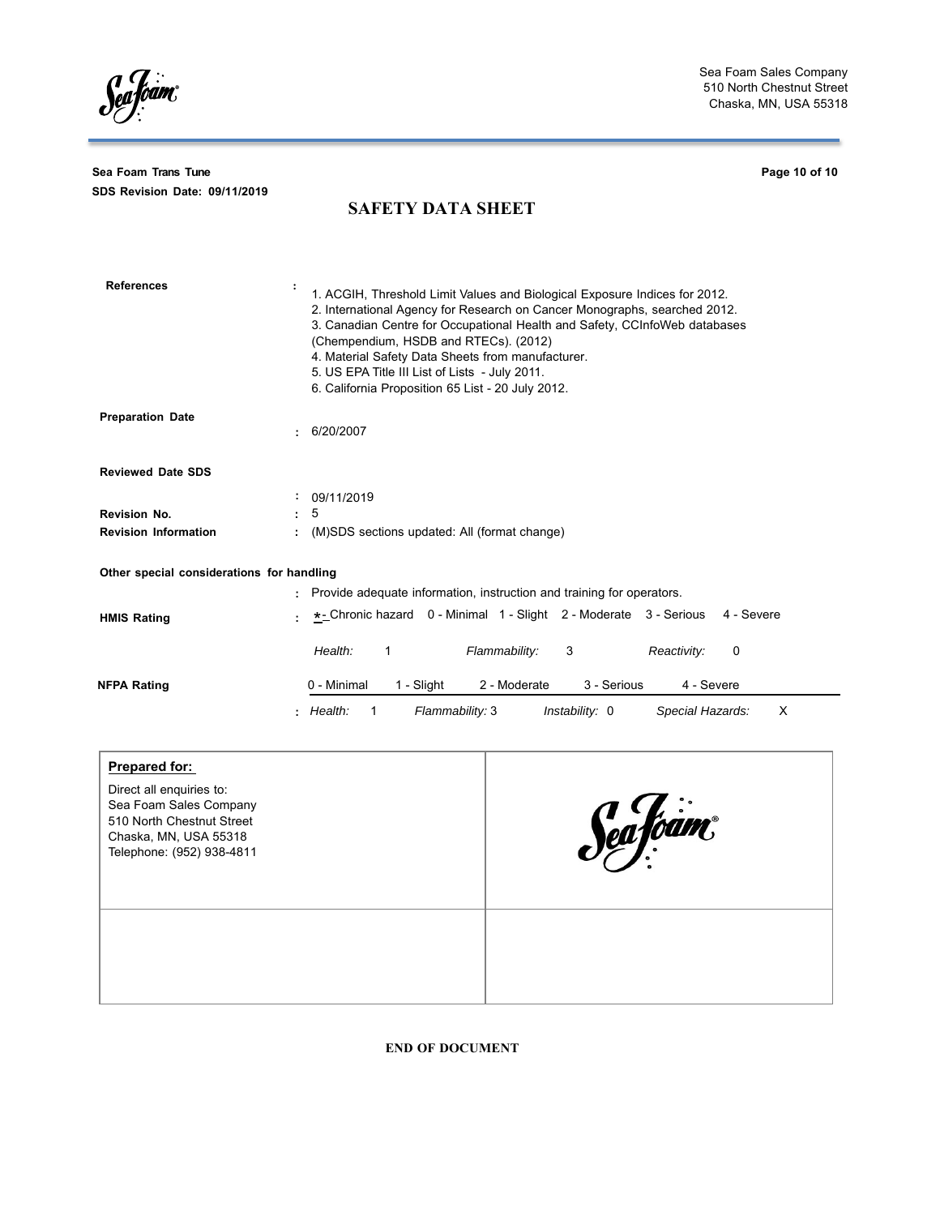**SAFETY DATA SHEET**

**References** : 
1. ACGIH, Threshold Limit Values and Biological Exposure Indices for 2012.
2. International Agency for Research on Cancer Monographs, searched 2012.
3. Canadian Centre for Occupational Health and Safety, CCInfoWeb databases (Chempendium, HSDB and RTECs). (2012)
4. Material Safety Data Sheets from manufacturer.
5. US EPA Title III List of Lists - July 2011.
6. California Proposition 65 List - 20 July 2012.

**Preparation Date** : 6/20/2007

**Reviewed Date SDS** : 09/11/2019

**Revision No.** : 5

**Revision Information** : (M)SDS sections updated: All (format change)

**Other special considerations for handling**
: Provide adequate information, instruction and training for operators.

**HMIS Rating** : *- Chronic hazard 0 - Minimal 1 - Slight 2 - Moderate 3 - Serious 4 - Severe

*Health:* 1 *Flammability:* 3 *Reactivity:* 0

**NFPA Rating** 0 - Minimal 1 - Slight 2 - Moderate 3 - Serious 4 - Severe

: *Health:* 1 *Flammability:* 3 *Instability:* 0 *Special Hazards:* X

| | |
|---|---|
| **Prepared for:**<br>Direct all enquiries to:<br>Sea Foam Sales Company<br>510 North Chestnut Street<br>Chaska, MN, USA 55318<br>Telephone: (952) 938-4811 | Sea Foam® |
| | |

**END OF DOCUMENT**